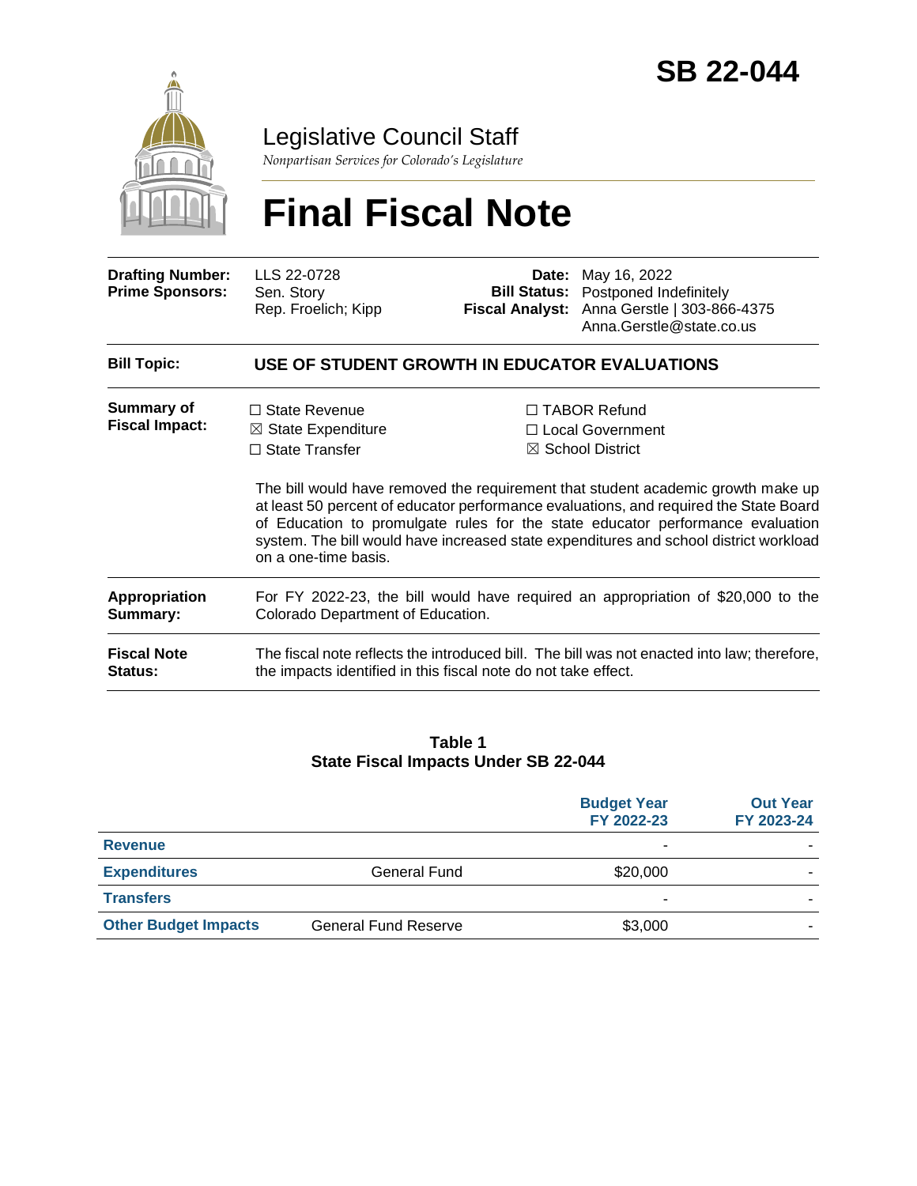# SB 22-044

## Legislative Council Staff

*Nonpartisan Services for Colorado's Legislature*

# Final Fiscal Note

| | | | |
|---|---|---|---|
| **Drafting Number:** | LLS 22-0728 | **Date:** | May 16, 2022 |
| **Prime Sponsors:** | Sen. Story<br>Rep. Froelich; Kipp | **Bill Status:** | Postponed Indefinitely |
| | | **Fiscal Analyst:** | Anna Gerstle \| 303-866-4375<br>Anna.Gerstle@state.co.us |

**Bill Topic:** **USE OF STUDENT GROWTH IN EDUCATOR EVALUATIONS**

**Summary of Fiscal Impact:**

☐ State Revenue
☒ State Expenditure
☐ State Transfer
☐ TABOR Refund
☐ Local Government
☒ School District

The bill would have removed the requirement that student academic growth make up at least 50 percent of educator performance evaluations, and required the State Board of Education to promulgate rules for the state educator performance evaluation system. The bill would have increased state expenditures and school district workload on a one-time basis.

**Appropriation Summary:** For FY 2022-23, the bill would have required an appropriation of $20,000 to the Colorado Department of Education.

**Fiscal Note Status:** The fiscal note reflects the introduced bill. The bill was not enacted into law; therefore, the impacts identified in this fiscal note do not take effect.

**Table 1**
**State Fiscal Impacts Under SB 22-044**

| | | Budget Year FY 2022-23 | Out Year FY 2023-24 |
|---|---|---|---|
| **Revenue** | | - | - |
| **Expenditures** | General Fund | $20,000 | - |
| **Transfers** | | - | - |
| **Other Budget Impacts** | General Fund Reserve | $3,000 | - |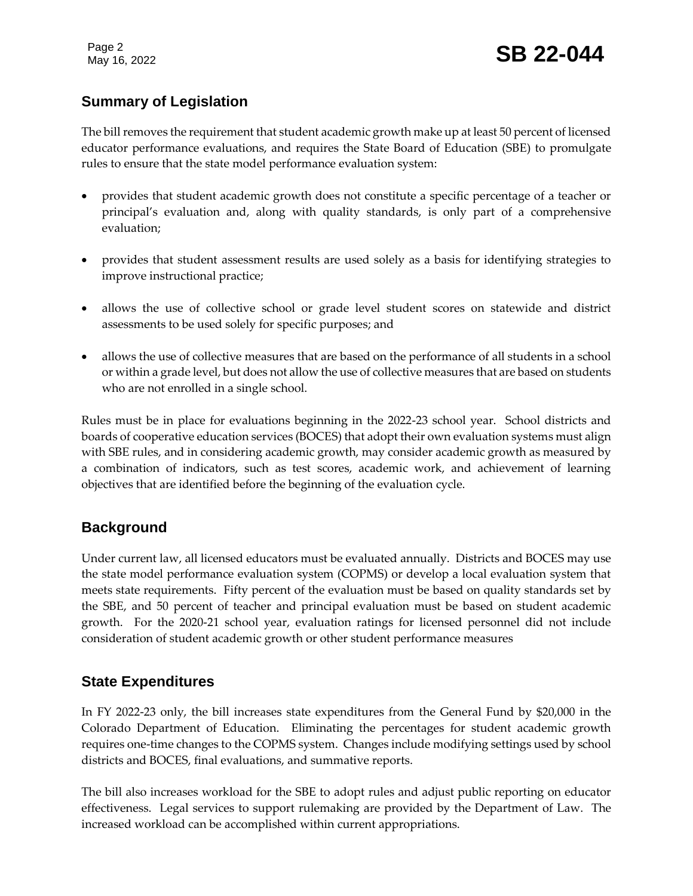## Summary of Legislation

The bill removes the requirement that student academic growth make up at least 50 percent of licensed educator performance evaluations, and requires the State Board of Education (SBE) to promulgate rules to ensure that the state model performance evaluation system:

- provides that student academic growth does not constitute a specific percentage of a teacher or principal's evaluation and, along with quality standards, is only part of a comprehensive evaluation;
- provides that student assessment results are used solely as a basis for identifying strategies to improve instructional practice;
- allows the use of collective school or grade level student scores on statewide and district assessments to be used solely for specific purposes; and
- allows the use of collective measures that are based on the performance of all students in a school or within a grade level, but does not allow the use of collective measures that are based on students who are not enrolled in a single school.

Rules must be in place for evaluations beginning in the 2022-23 school year. School districts and boards of cooperative education services (BOCES) that adopt their own evaluation systems must align with SBE rules, and in considering academic growth, may consider academic growth as measured by a combination of indicators, such as test scores, academic work, and achievement of learning objectives that are identified before the beginning of the evaluation cycle.

## Background

Under current law, all licensed educators must be evaluated annually. Districts and BOCES may use the state model performance evaluation system (COPMS) or develop a local evaluation system that meets state requirements. Fifty percent of the evaluation must be based on quality standards set by the SBE, and 50 percent of teacher and principal evaluation must be based on student academic growth. For the 2020-21 school year, evaluation ratings for licensed personnel did not include consideration of student academic growth or other student performance measures

## State Expenditures

In FY 2022-23 only, the bill increases state expenditures from the General Fund by $20,000 in the Colorado Department of Education. Eliminating the percentages for student academic growth requires one-time changes to the COPMS system. Changes include modifying settings used by school districts and BOCES, final evaluations, and summative reports.

The bill also increases workload for the SBE to adopt rules and adjust public reporting on educator effectiveness. Legal services to support rulemaking are provided by the Department of Law. The increased workload can be accomplished within current appropriations.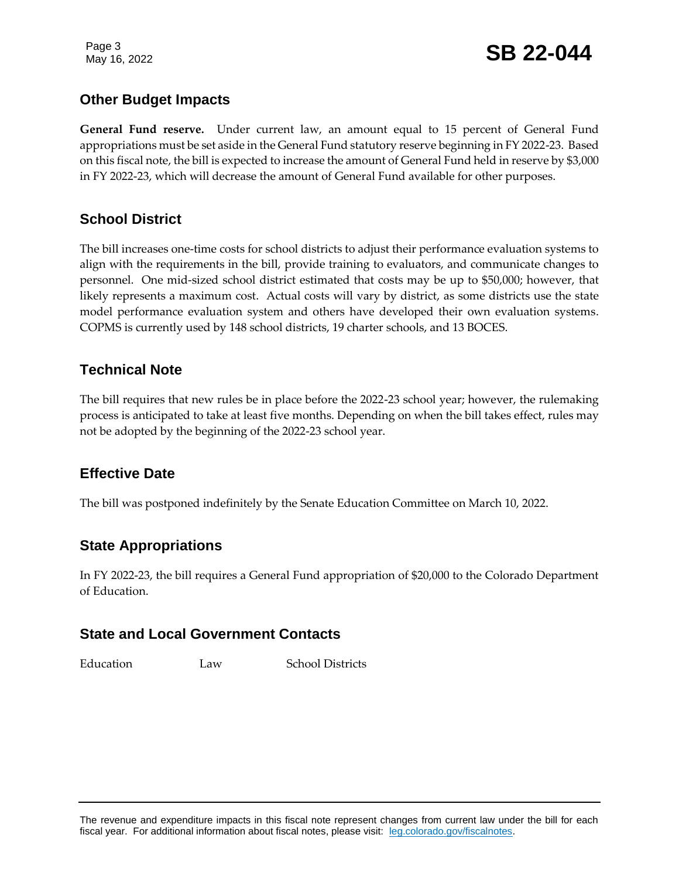## Other Budget Impacts

**General Fund reserve.** Under current law, an amount equal to 15 percent of General Fund appropriations must be set aside in the General Fund statutory reserve beginning in FY 2022-23. Based on this fiscal note, the bill is expected to increase the amount of General Fund held in reserve by $3,000 in FY 2022-23, which will decrease the amount of General Fund available for other purposes.

## School District

The bill increases one-time costs for school districts to adjust their performance evaluation systems to align with the requirements in the bill, provide training to evaluators, and communicate changes to personnel. One mid-sized school district estimated that costs may be up to $50,000; however, that likely represents a maximum cost. Actual costs will vary by district, as some districts use the state model performance evaluation system and others have developed their own evaluation systems. COPMS is currently used by 148 school districts, 19 charter schools, and 13 BOCES.

## Technical Note

The bill requires that new rules be in place before the 2022-23 school year; however, the rulemaking process is anticipated to take at least five months. Depending on when the bill takes effect, rules may not be adopted by the beginning of the 2022-23 school year.

## Effective Date

The bill was postponed indefinitely by the Senate Education Committee on March 10, 2022.

## State Appropriations

In FY 2022-23, the bill requires a General Fund appropriation of $20,000 to the Colorado Department of Education.

## State and Local Government Contacts

Education Law School Districts

The revenue and expenditure impacts in this fiscal note represent changes from current law under the bill for each fiscal year. For additional information about fiscal notes, please visit: leg.colorado.gov/fiscalnotes.